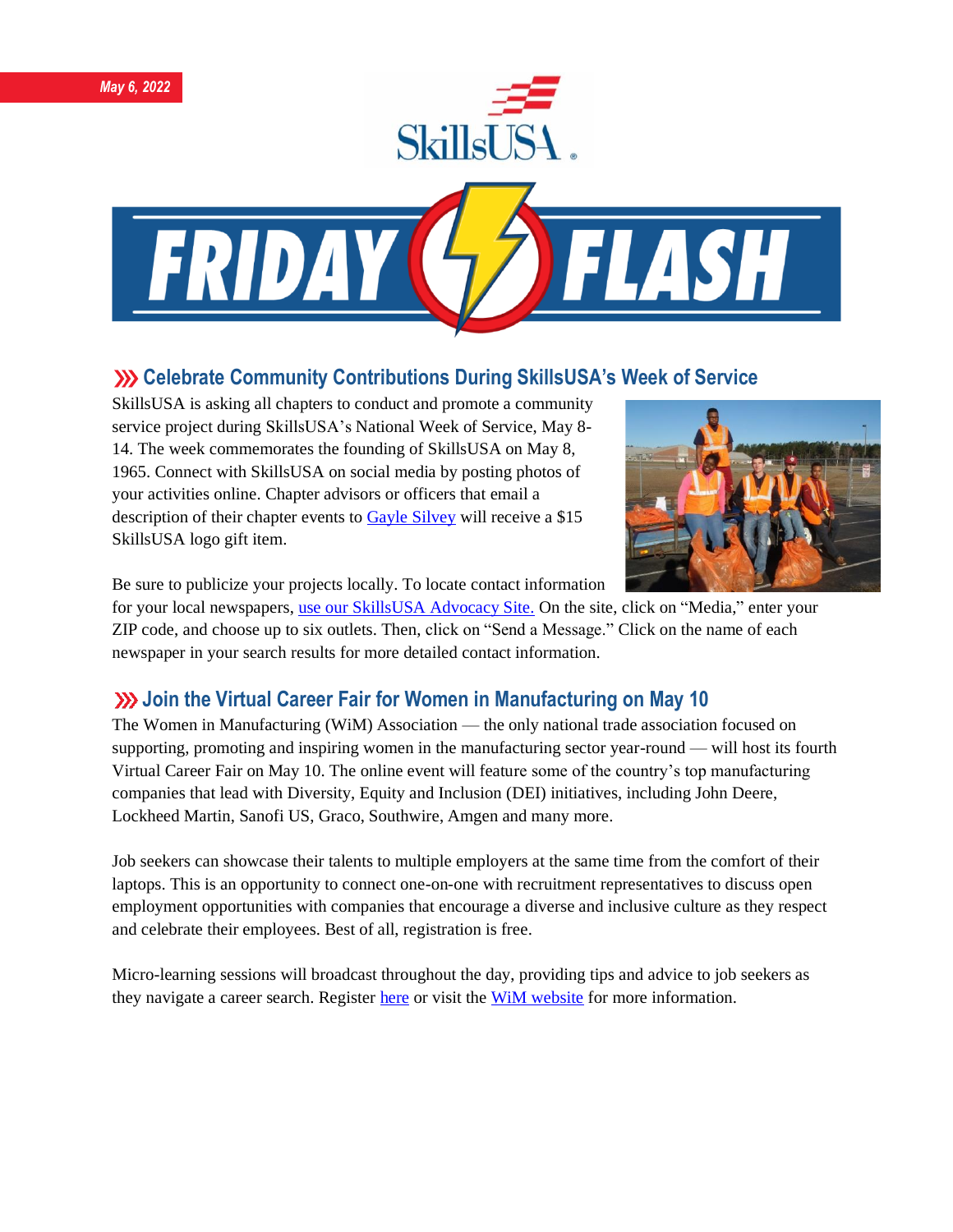*May 6, 2022*

# FRIDAY FLASH

## Celebrate Community Contributions During SkillsUSA's Week of Service

SkillsUSA is asking all chapters to conduct and promote a community service project during SkillsUSA's National Week of Service, May 8-14. The week commemorates the founding of SkillsUSA on May 8, 1965. Connect with SkillsUSA on social media by posting photos of your activities online. Chapter advisors or officers that email a description of their chapter events to Gayle Silvey will receive a $15 SkillsUSA logo gift item.

Be sure to publicize your projects locally. To locate contact information for your local newspapers, use our SkillsUSA Advocacy Site. On the site, click on "Media," enter your ZIP code, and choose up to six outlets. Then, click on "Send a Message." Click on the name of each newspaper in your search results for more detailed contact information.

## Join the Virtual Career Fair for Women in Manufacturing on May 10

The Women in Manufacturing (WiM) Association — the only national trade association focused on supporting, promoting and inspiring women in the manufacturing sector year-round — will host its fourth Virtual Career Fair on May 10. The online event will feature some of the country's top manufacturing companies that lead with Diversity, Equity and Inclusion (DEI) initiatives, including John Deere, Lockheed Martin, Sanofi US, Graco, Southwire, Amgen and many more.

Job seekers can showcase their talents to multiple employers at the same time from the comfort of their laptops. This is an opportunity to connect one-on-one with recruitment representatives to discuss open employment opportunities with companies that encourage a diverse and inclusive culture as they respect and celebrate their employees. Best of all, registration is free.

Micro-learning sessions will broadcast throughout the day, providing tips and advice to job seekers as they navigate a career search. Register here or visit the WiM website for more information.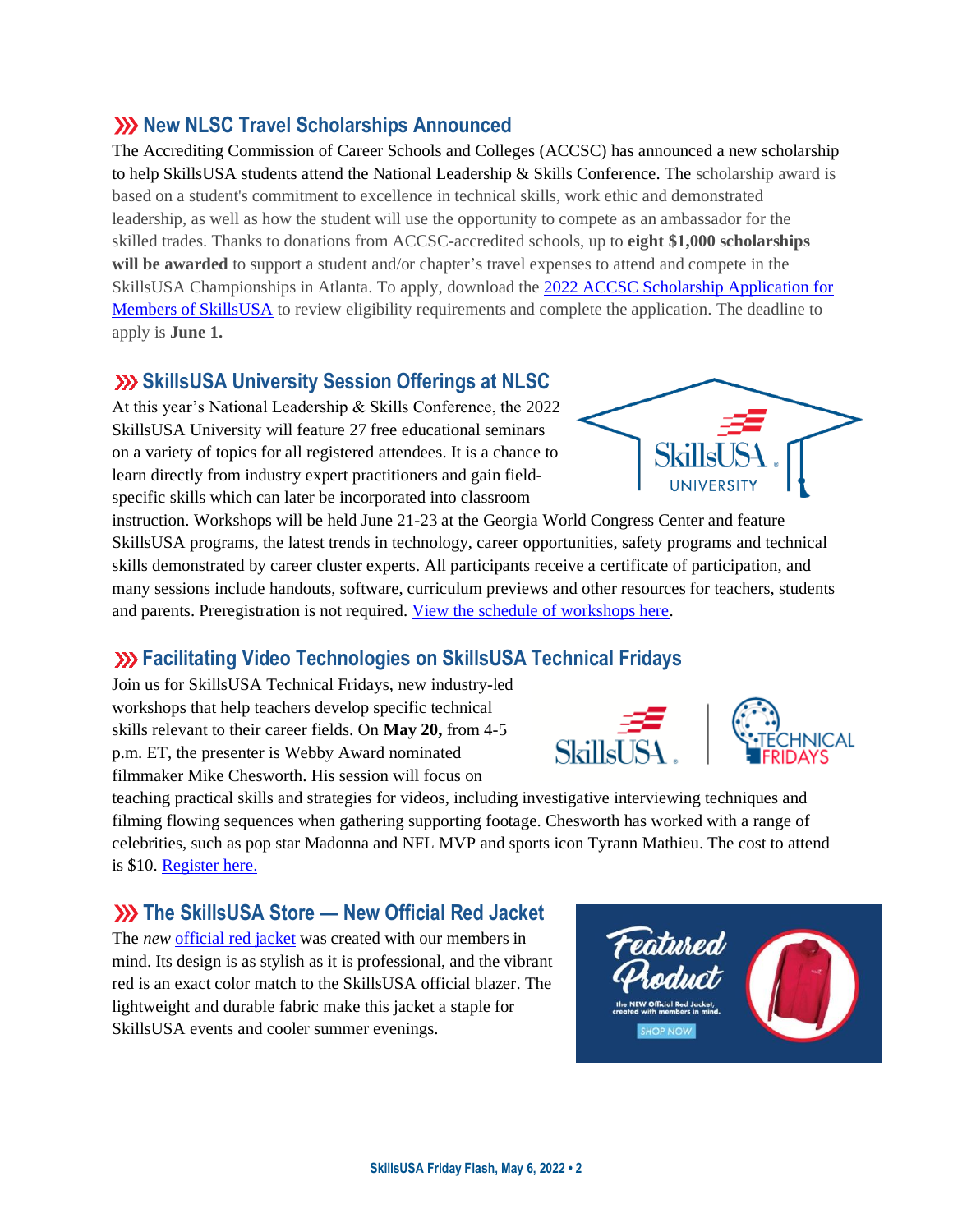## New NLSC Travel Scholarships Announced

The Accrediting Commission of Career Schools and Colleges (ACCSC) has announced a new scholarship to help SkillsUSA students attend the National Leadership & Skills Conference. The scholarship award is based on a student's commitment to excellence in technical skills, work ethic and demonstrated leadership, as well as how the student will use the opportunity to compete as an ambassador for the skilled trades. Thanks to donations from ACCSC-accredited schools, up to **eight $1,000 scholarships will be awarded** to support a student and/or chapter's travel expenses to attend and compete in the SkillsUSA Championships in Atlanta. To apply, download the [2022 ACCSC Scholarship Application for Members of SkillsUSA] to review eligibility requirements and complete the application. The deadline to apply is **June 1.**

## SkillsUSA University Session Offerings at NLSC

At this year's National Leadership & Skills Conference, the 2022 SkillsUSA University will feature 27 free educational seminars on a variety of topics for all registered attendees. It is a chance to learn directly from industry expert practitioners and gain field-specific skills which can later be incorporated into classroom instruction. Workshops will be held June 21-23 at the Georgia World Congress Center and feature SkillsUSA programs, the latest trends in technology, career opportunities, safety programs and technical skills demonstrated by career cluster experts. All participants receive a certificate of participation, and many sessions include handouts, software, curriculum previews and other resources for teachers, students and parents. Preregistration is not required. [View the schedule of workshops here].

## Facilitating Video Technologies on SkillsUSA Technical Fridays

Join us for SkillsUSA Technical Fridays, new industry-led workshops that help teachers develop specific technical skills relevant to their career fields. On **May 20,** from 4-5 p.m. ET, the presenter is Webby Award nominated filmmaker Mike Chesworth. His session will focus on teaching practical skills and strategies for videos, including investigative interviewing techniques and filming flowing sequences when gathering supporting footage. Chesworth has worked with a range of celebrities, such as pop star Madonna and NFL MVP and sports icon Tyrann Mathieu. The cost to attend is $10. [Register here.]

## The SkillsUSA Store — New Official Red Jacket

The *new* [official red jacket] was created with our members in mind. Its design is as stylish as it is professional, and the vibrant red is an exact color match to the SkillsUSA official blazer. The lightweight and durable fabric make this jacket a staple for SkillsUSA events and cooler summer evenings.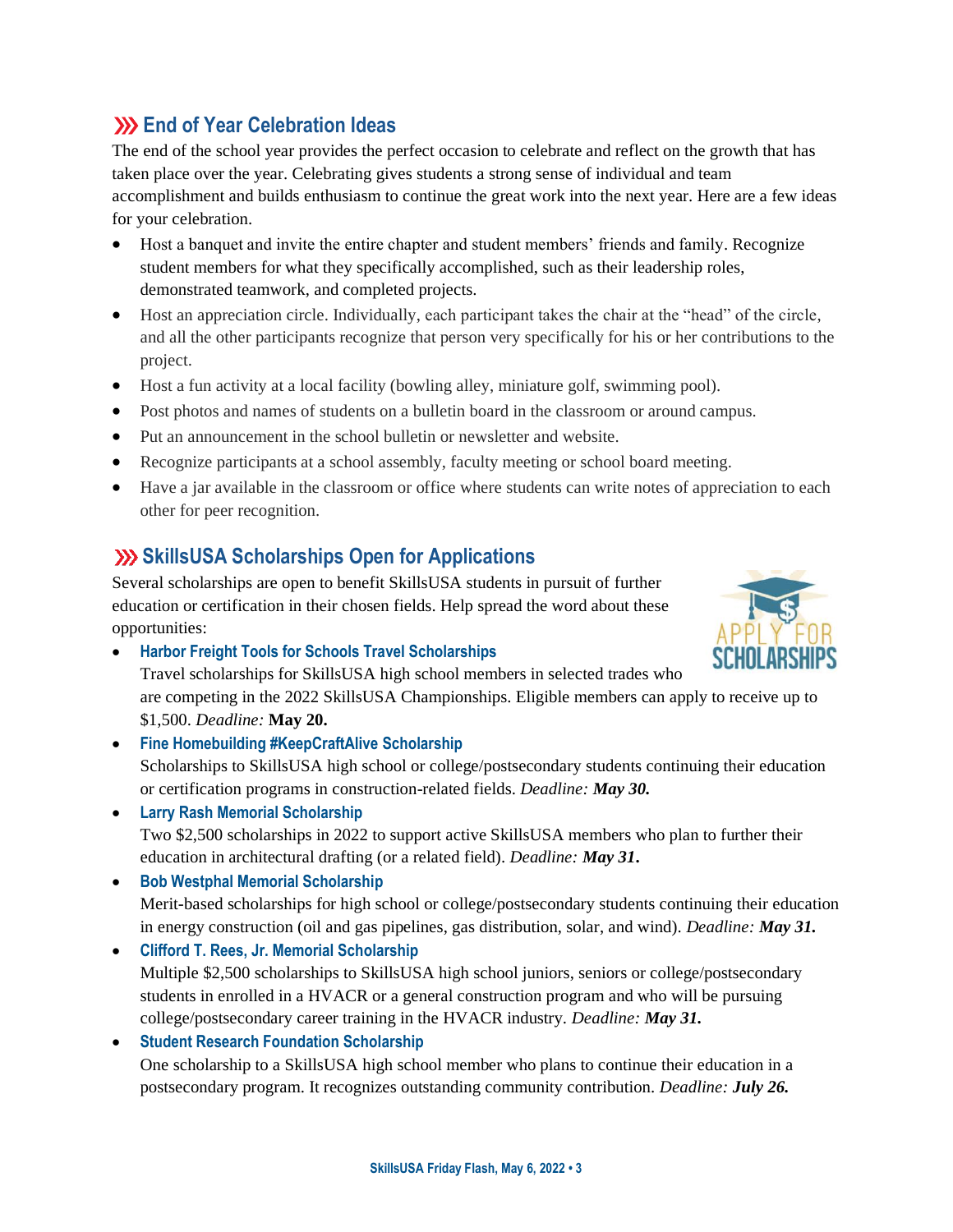## End of Year Celebration Ideas

The end of the school year provides the perfect occasion to celebrate and reflect on the growth that has taken place over the year. Celebrating gives students a strong sense of individual and team accomplishment and builds enthusiasm to continue the great work into the next year. Here are a few ideas for your celebration.

- Host a banquet and invite the entire chapter and student members' friends and family. Recognize student members for what they specifically accomplished, such as their leadership roles, demonstrated teamwork, and completed projects.
- Host an appreciation circle. Individually, each participant takes the chair at the "head" of the circle, and all the other participants recognize that person very specifically for his or her contributions to the project.
- Host a fun activity at a local facility (bowling alley, miniature golf, swimming pool).
- Post photos and names of students on a bulletin board in the classroom or around campus.
- Put an announcement in the school bulletin or newsletter and website.
- Recognize participants at a school assembly, faculty meeting or school board meeting.
- Have a jar available in the classroom or office where students can write notes of appreciation to each other for peer recognition.

## SkillsUSA Scholarships Open for Applications

Several scholarships are open to benefit SkillsUSA students in pursuit of further education or certification in their chosen fields. Help spread the word about these opportunities:

- **Harbor Freight Tools for Schools Travel Scholarships**
  Travel scholarships for SkillsUSA high school members in selected trades who are competing in the 2022 SkillsUSA Championships. Eligible members can apply to receive up to $1,500. *Deadline:* **May 20.**
- **Fine Homebuilding #KeepCraftAlive Scholarship**
  Scholarships to SkillsUSA high school or college/postsecondary students continuing their education or certification programs in construction-related fields. *Deadline: **May 30.***
- **Larry Rash Memorial Scholarship**
  Two $2,500 scholarships in 2022 to support active SkillsUSA members who plan to further their education in architectural drafting (or a related field). *Deadline: **May 31.***
- **Bob Westphal Memorial Scholarship**
  Merit-based scholarships for high school or college/postsecondary students continuing their education in energy construction (oil and gas pipelines, gas distribution, solar, and wind). *Deadline: **May 31.***
- **Clifford T. Rees, Jr. Memorial Scholarship**
  Multiple $2,500 scholarships to SkillsUSA high school juniors, seniors or college/postsecondary students in enrolled in a HVACR or a general construction program and who will be pursuing college/postsecondary career training in the HVACR industry. *Deadline: **May 31.***
- **Student Research Foundation Scholarship**
  One scholarship to a SkillsUSA high school member who plans to continue their education in a postsecondary program. It recognizes outstanding community contribution. *Deadline: **July 26.***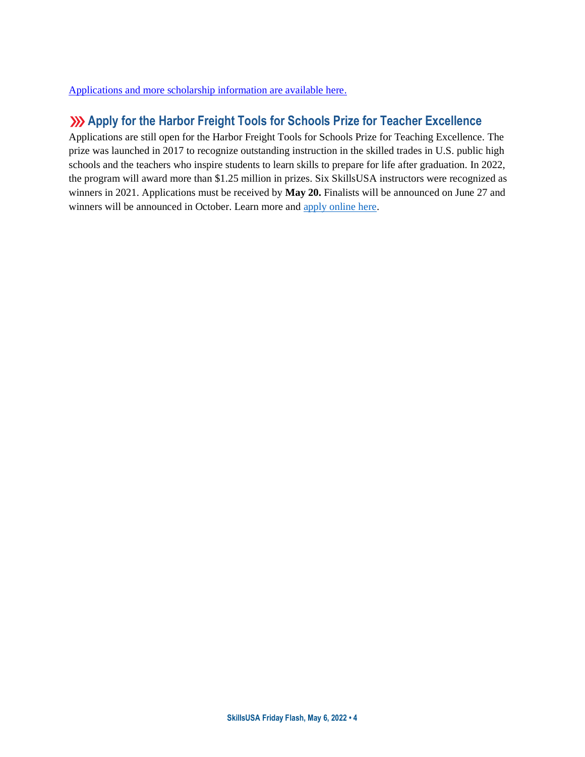[Applications and more scholarship information are available here.]

## ››› Apply for the Harbor Freight Tools for Schools Prize for Teacher Excellence

Applications are still open for the Harbor Freight Tools for Schools Prize for Teaching Excellence. The prize was launched in 2017 to recognize outstanding instruction in the skilled trades in U.S. public high schools and the teachers who inspire students to learn skills to prepare for life after graduation. In 2022, the program will award more than $1.25 million in prizes. Six SkillsUSA instructors were recognized as winners in 2021. Applications must be received by **May 20.** Finalists will be announced on June 27 and winners will be announced in October. Learn more and apply online here.